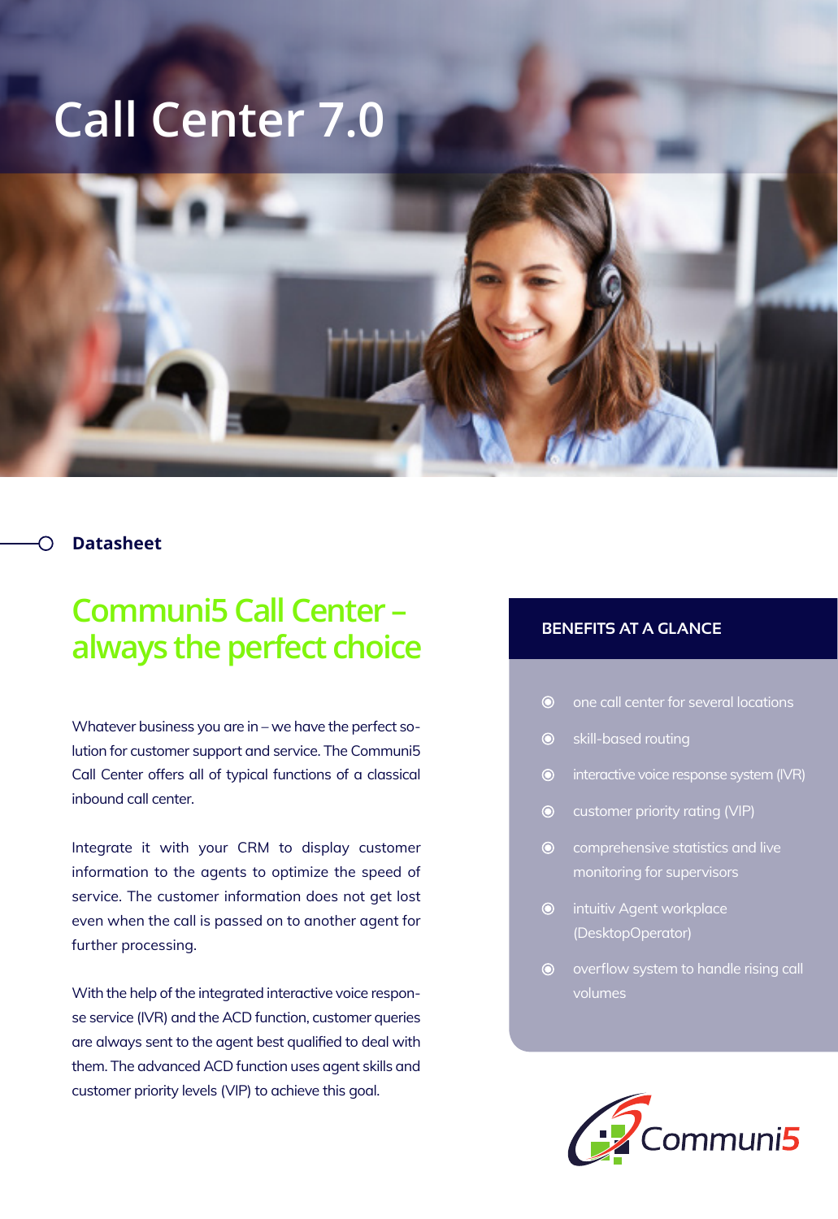# Call Center 7.0

Datasheet

## Communi5 Call Center – always the perfect choice

Whatever business you are in – we have the perfect solution for customer support and service. The Communi5 Call Center offers all of typical functions of a classical inbound call center.

Integrate it with your CRM to display customer information to the agents to optimize the speed of service. The customer information does not get lost even when the call is passed on to another agent for further processing.

With the help of the integrated interactive voice response service (IVR) and the ACD function, customer queries are always sent to the agent best qualified to deal with them. The advanced ACD function uses agent skills and customer priority levels (VIP) to achieve this goal.

### BENEFITS AT A GLANCE

- one call center for several locations
- skill-based routing
- interactive voice response system (IVR)
- customer priority rating (VIP)
- comprehensive statistics and live monitoring for supervisors
- intuitiv Agent workplace (DesktopOperator)
- overflow system to handle rising call volumes

Communi5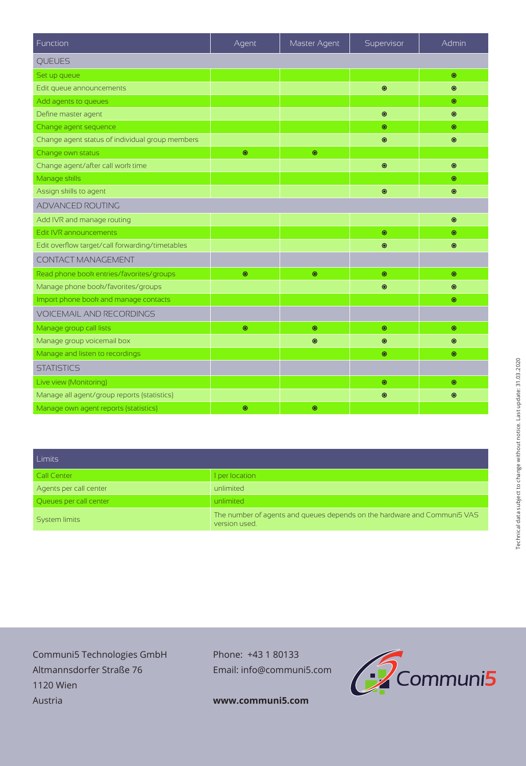| Function | Agent | Master Agent | Supervisor | Admin |
|---|---|---|---|---|
| QUEUES | | | | |
| Set up queue | | | | ◉ |
| Edit queue announcements | | | ◉ | ◉ |
| Add agents to queues | | | | ◉ |
| Define master agent | | | ◉ | ◉ |
| Change agent sequence | | | ◉ | ◉ |
| Change agent status of individual group members | | | ◉ | ◉ |
| Change own status | ◉ | ◉ | | |
| Change agent/after call work time | | | ◉ | ◉ |
| Manage skills | | | | ◉ |
| Assign skills to agent | | | ◉ | ◉ |
| ADVANCED ROUTING | | | | |
| Add IVR and manage routing | | | | ◉ |
| Edit IVR announcements | | | ◉ | ◉ |
| Edit overflow target/call forwarding/timetables | | | ◉ | ◉ |
| CONTACT MANAGEMENT | | | | |
| Read phone book entries/favorites/groups | ◉ | ◉ | ◉ | ◉ |
| Manage phone book/favorites/groups | | | ◉ | ◉ |
| Import phone book and manage contacts | | | | ◉ |
| VOICEMAIL AND RECORDINGS | | | | |
| Manage group call lists | ◉ | ◉ | ◉ | ◉ |
| Manage group voicemail box | | ◉ | ◉ | ◉ |
| Manage and listen to recordings | | | ◉ | ◉ |
| STATISTICS | | | | |
| Live view (Monitoring) | | | ◉ | ◉ |
| Manage all agent/group reports (statistics) | | | ◉ | ◉ |
| Manage own agent reports (statistics) | ◉ | ◉ | | |

| Limits | |
|---|---|
| Call Center | 1 per location |
| Agents per call center | unlimited |
| Queues per call center | unlimited |
| System limits | The number of agents and queues depends on the hardware and Communi5 VAS version used. |

Technical data subject to change without notice. Last update: 31.03.2020

Communi5 Technologies GmbH
Altmannsdorfer Straße 76
1120 Wien
Austria

Phone: +43 1 80133
Email: info@communi5.com

**www.communi5.com**

Communi5